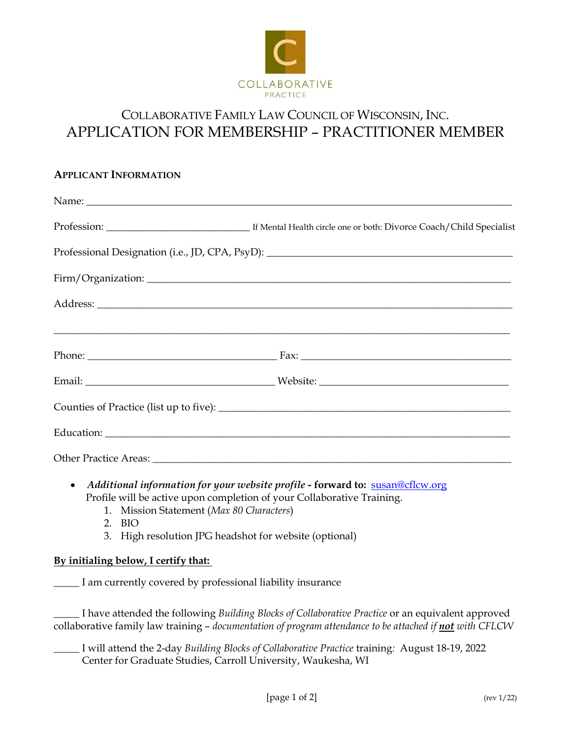COLLABORATIVE
PRACTICE

# COLLABORATIVE FAMILY LAW COUNCIL OF WISCONSIN, INC.

# APPLICATION FOR MEMBERSHIP – PRACTITIONER MEMBER

**APPLICANT INFORMATION**

Name: ________________________________________________________________________________

Profession: ___________________________ If Mental Health circle one or both: Divorce Coach/Child Specialist

Professional Designation (i.e., JD, CPA, PsyD): ______________________________________________

Firm/Organization: _____________________________________________________________________

Address: ______________________________________________________________________________

_____________________________________________________________________________________

Phone: ____________________________________ Fax: ______________________________________

Email: ____________________________________ Website: ___________________________________

Counties of Practice (list up to five): ______________________________________________________

Education: _____________________________________________________________________________

Other Practice Areas: ___________________________________________________________________

- ***Additional information for your website profile*** **- forward to:** susan@cflcw.org
  Profile will be active upon completion of your Collaborative Training.
  1. Mission Statement (*Max 80 Characters*)
  2. BIO
  3. High resolution JPG headshot for website (optional)

**By initialing below, I certify that:**

_____ I am currently covered by professional liability insurance

_____ I have attended the following *Building Blocks of Collaborative Practice* or an equivalent approved collaborative family law training – *documentation of program attendance to be attached if **not** with CFLCW*

_____ I will attend the 2-day *Building Blocks of Collaborative Practice* training: August 18-19, 2022 Center for Graduate Studies, Carroll University, Waukesha, WI

(rev 1/22)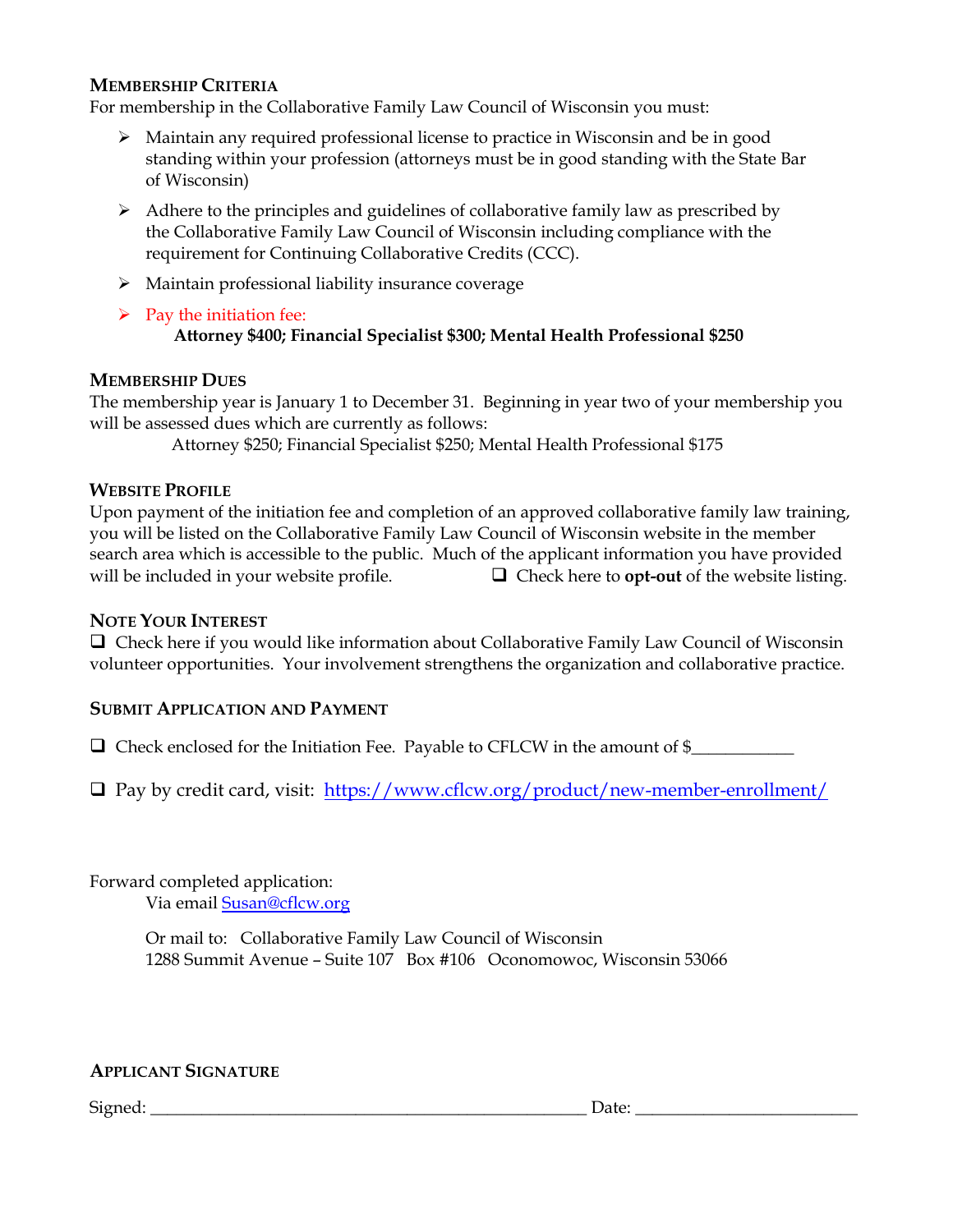## Membership Criteria

For membership in the Collaborative Family Law Council of Wisconsin you must:

- Maintain any required professional license to practice in Wisconsin and be in good standing within your profession (attorneys must be in good standing with the State Bar of Wisconsin)
- Adhere to the principles and guidelines of collaborative family law as prescribed by the Collaborative Family Law Council of Wisconsin including compliance with the requirement for Continuing Collaborative Credits (CCC).
- Maintain professional liability insurance coverage
- Pay the initiation fee:
  **Attorney $400; Financial Specialist $300; Mental Health Professional $250**

## Membership Dues

The membership year is January 1 to December 31. Beginning in year two of your membership you will be assessed dues which are currently as follows:

Attorney $250; Financial Specialist $250; Mental Health Professional $175

## Website Profile

Upon payment of the initiation fee and completion of an approved collaborative family law training, you will be listed on the Collaborative Family Law Council of Wisconsin website in the member search area which is accessible to the public. Much of the applicant information you have provided will be included in your website profile. ❑ Check here to **opt-out** of the website listing.

## Note Your Interest

❑ Check here if you would like information about Collaborative Family Law Council of Wisconsin volunteer opportunities. Your involvement strengthens the organization and collaborative practice.

## Submit Application and Payment

❑ Check enclosed for the Initiation Fee. Payable to CFLCW in the amount of $\_\_\_\_\_\_\_\_\_\_\_

❑ Pay by credit card, visit: https://www.cflcw.org/product/new-member-enrollment/

Forward completed application:

Via email Susan@cflcw.org

Or mail to: Collaborative Family Law Council of Wisconsin
1288 Summit Avenue – Suite 107 Box #106 Oconomowoc, Wisconsin 53066

## Applicant Signature

Signed: \_\_\_\_\_\_\_\_\_\_\_\_\_\_\_\_\_\_\_\_\_\_\_\_\_\_\_\_\_\_\_\_\_\_\_\_\_\_\_\_\_\_\_\_\_\_ Date: \_\_\_\_\_\_\_\_\_\_\_\_\_\_\_\_\_\_\_\_\_\_\_